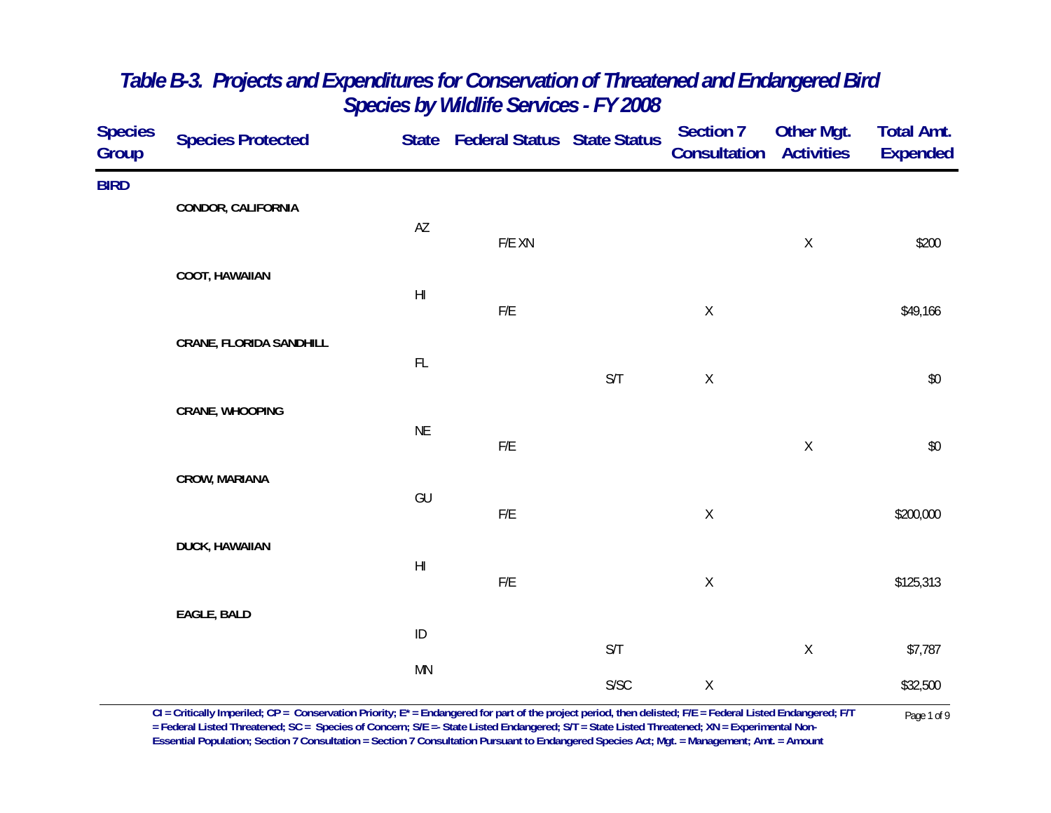# Table B-3. Projects and Expenditures for Conservation of Threatened and Endangered Bird Species by Wildlife Services - FY 2008

| Species Group | Species Protected | State | Federal Status | State Status | Section 7 Consultation | Other Mgt. Activities | Total Amt. Expended |
|---|---|---|---|---|---|---|---|
| **BIRD** | | | | | | | |
| | **CONDOR, CALIFORNIA** | | | | | | |
| | | AZ | F/E XN | | | X | $200 |
| | **COOT, HAWAIIAN** | | | | | | |
| | | HI | F/E | | X | | $49,166 |
| | **CRANE, FLORIDA SANDHILL** | | | | | | |
| | | FL | | S/T | X | | $0 |
| | **CRANE, WHOOPING** | | | | | | |
| | | NE | F/E | | | X | $0 |
| | **CROW, MARIANA** | | | | | | |
| | | GU | F/E | | X | | $200,000 |
| | **DUCK, HAWAIIAN** | | | | | | |
| | | HI | F/E | | X | | $125,313 |
| | **EAGLE, BALD** | | | | | | |
| | | ID | | S/T | | X | $7,787 |
| | | MN | | S/SC | X | | $32,500 |

CI = Critically Imperiled; CP = Conservation Priority; E* = Endangered for part of the project period, then delisted; F/E = Federal Listed Endangered; F/T = Federal Listed Threatened; SC = Species of Concern; S/E =- State Listed Endangered; S/T = State Listed Threatened; XN = Experimental Non-Essential Population; Section 7 Consultation = Section 7 Consultation Pursuant to Endangered Species Act; Mgt. = Management; Amt. = Amount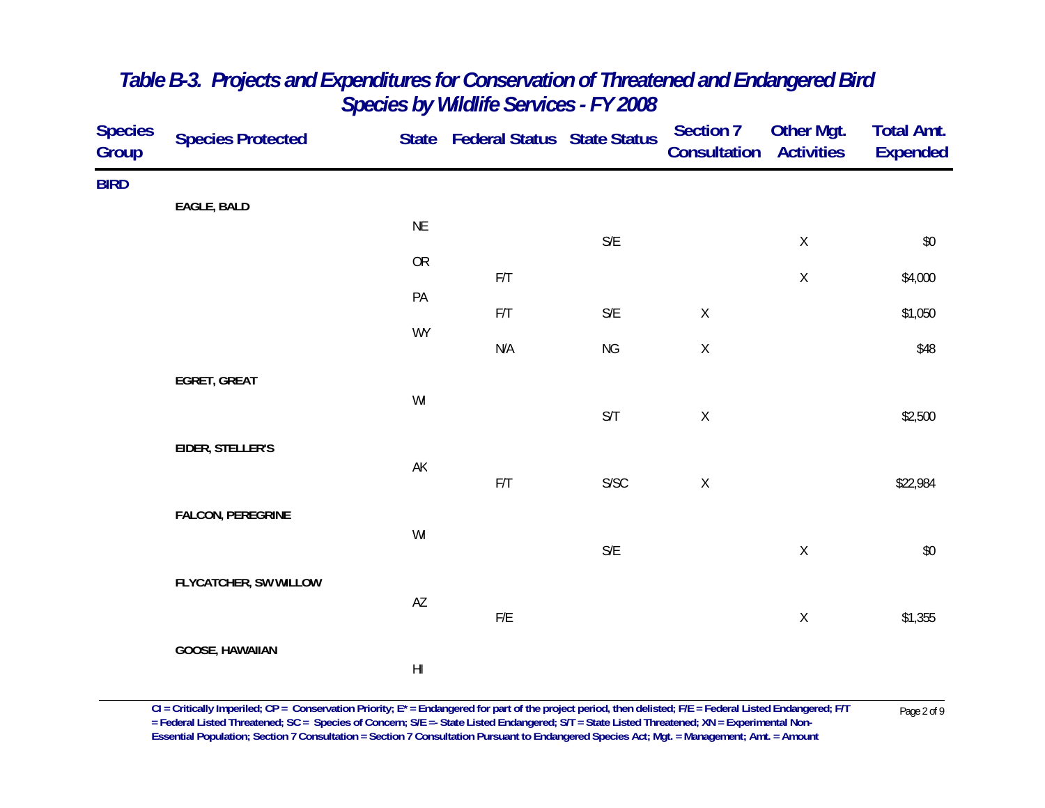# Table B-3. Projects and Expenditures for Conservation of Threatened and Endangered Bird Species by Wildlife Services - FY 2008

| Species Group | Species Protected | State | Federal Status | State Status | Section 7 Consultation | Other Mgt. Activities | Total Amt. Expended |
|---|---|---|---|---|---|---|---|
| **BIRD** | | | | | | | |
| | **EAGLE, BALD** | | | | | | |
| | | NE | | S/E | | X | $0 |
| | | OR | F/T | | | X | $4,000 |
| | | PA | F/T | S/E | X | | $1,050 |
| | | WY | N/A | NG | X | | $48 |
| | **EGRET, GREAT** | | | | | | |
| | | WI | | S/T | X | | $2,500 |
| | **EIDER, STELLER'S** | | | | | | |
| | | AK | F/T | S/SC | X | | $22,984 |
| | **FALCON, PEREGRINE** | | | | | | |
| | | WI | | S/E | | X | $0 |
| | **FLYCATCHER, SW WILLOW** | | | | | | |
| | | AZ | F/E | | | X | $1,355 |
| | **GOOSE, HAWAIIAN** | | | | | | |
| | | HI | | | | | |

CI = Critically Imperiled; CP = Conservation Priority; E* = Endangered for part of the project period, then delisted; F/E = Federal Listed Endangered; F/T = Federal Listed Threatened; SC = Species of Concern; S/E =- State Listed Endangered; S/T = State Listed Threatened; XN = Experimental Non-Essential Population; Section 7 Consultation = Section 7 Consultation Pursuant to Endangered Species Act; Mgt. = Management; Amt. = Amount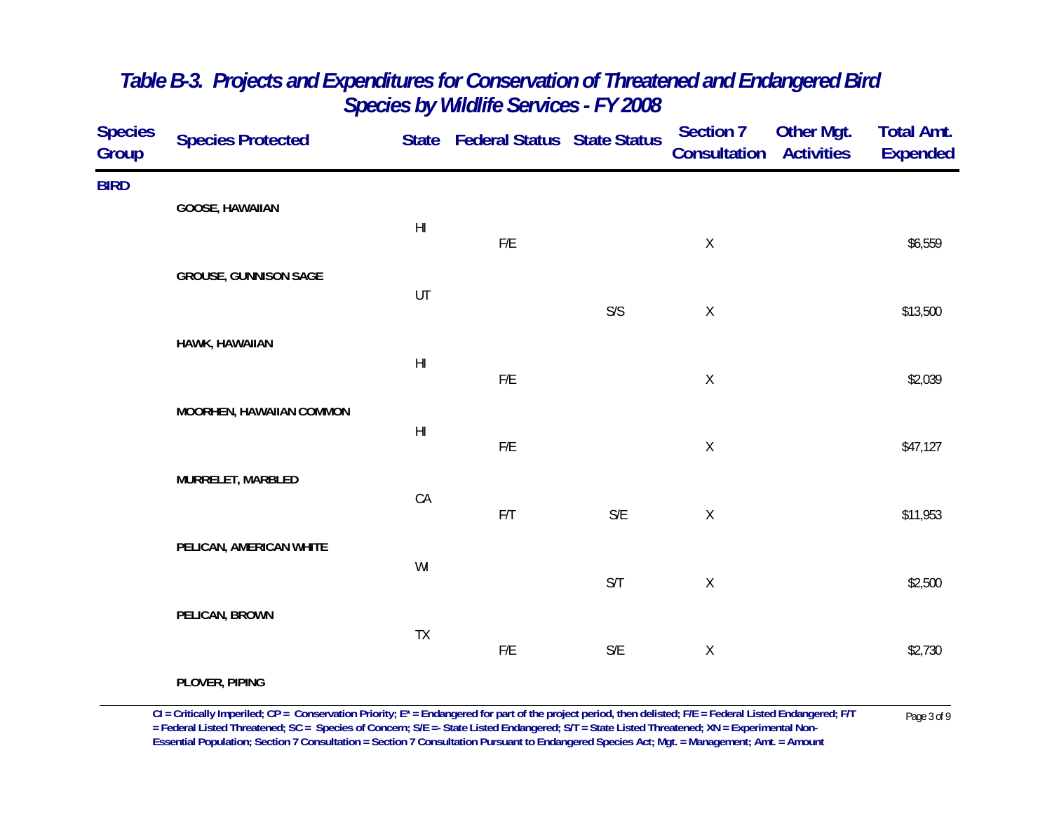## *Table B-3. Projects and Expenditures for Conservation of Threatened and Endangered Bird Species by Wildlife Services - FY 2008*

| Species Group | Species Protected | State | Federal Status | State Status | Section 7 Consultation | Other Mgt. Activities | Total Amt. Expended |
|---|---|---|---|---|---|---|---|
| **BIRD** | | | | | | | |
| | **GOOSE, HAWAIIAN** | | | | | | |
| | | HI | F/E | | X | | $6,559 |
| | **GROUSE, GUNNISON SAGE** | | | | | | |
| | | UT | | S/S | X | | $13,500 |
| | **HAWK, HAWAIIAN** | | | | | | |
| | | HI | F/E | | X | | $2,039 |
| | **MOORHEN, HAWAIIAN COMMON** | | | | | | |
| | | HI | F/E | | X | | $47,127 |
| | **MURRELET, MARBLED** | | | | | | |
| | | CA | F/T | S/E | X | | $11,953 |
| | **PELICAN, AMERICAN WHITE** | | | | | | |
| | | WI | | S/T | X | | $2,500 |
| | **PELICAN, BROWN** | | | | | | |
| | | TX | F/E | S/E | X | | $2,730 |
| | **PLOVER, PIPING** | | | | | | |

**CI = Critically Imperiled; CP = Conservation Priority; E* = Endangered for part of the project period, then delisted; F/E = Federal Listed Endangered; F/T = Federal Listed Threatened; SC = Species of Concern; S/E =- State Listed Endangered; S/T = State Listed Threatened; XN = Experimental Non-Essential Population; Section 7 Consultation = Section 7 Consultation Pursuant to Endangered Species Act; Mgt. = Management; Amt. = Amount**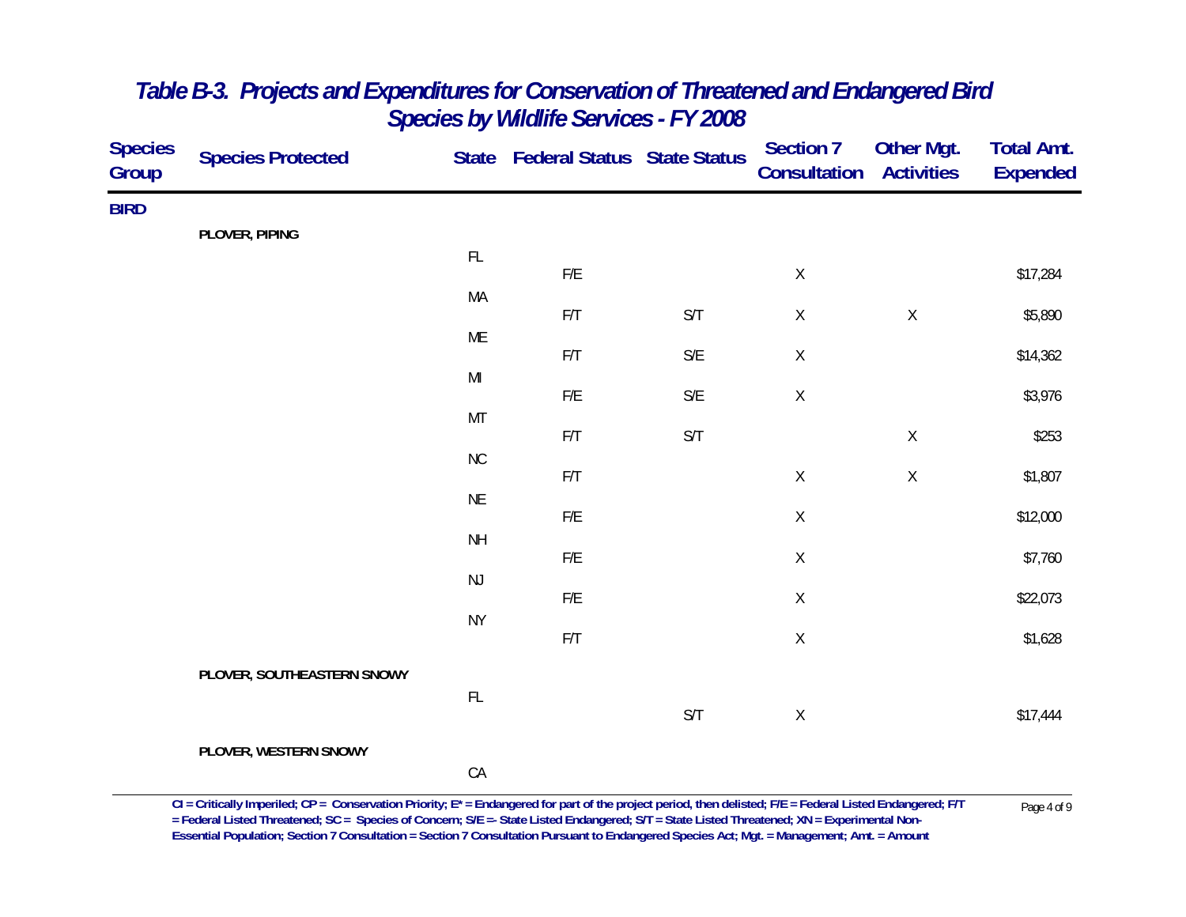## Table B-3. Projects and Expenditures for Conservation of Threatened and Endangered Bird Species by Wildlife Services - FY 2008

| Species Group | Species Protected | State | Federal Status | State Status | Section 7 Consultation | Other Mgt. Activities | Total Amt. Expended |
|---|---|---|---|---|---|---|---|
| **BIRD** | | | | | | | |
| | **PLOVER, PIPING** | | | | | | |
| | | FL | F/E | | X | | $17,284 |
| | | MA | F/T | S/T | X | X | $5,890 |
| | | ME | F/T | S/E | X | | $14,362 |
| | | MI | F/E | S/E | X | | $3,976 |
| | | MT | F/T | S/T | | X | $253 |
| | | NC | F/T | | X | X | $1,807 |
| | | NE | F/E | | X | | $12,000 |
| | | NH | F/E | | X | | $7,760 |
| | | NJ | F/E | | X | | $22,073 |
| | | NY | F/T | | X | | $1,628 |
| | **PLOVER, SOUTHEASTERN SNOWY** | | | | | | |
| | | FL | | S/T | X | | $17,444 |
| | **PLOVER, WESTERN SNOWY** | | | | | | |
| | | CA | | | | | |

CI = Critically Imperiled; CP = Conservation Priority; E* = Endangered for part of the project period, then delisted; F/E = Federal Listed Endangered; F/T = Federal Listed Threatened; SC = Species of Concern; S/E =- State Listed Endangered; S/T = State Listed Threatened; XN = Experimental Non-Essential Population; Section 7 Consultation = Section 7 Consultation Pursuant to Endangered Species Act; Mgt. = Management; Amt. = Amount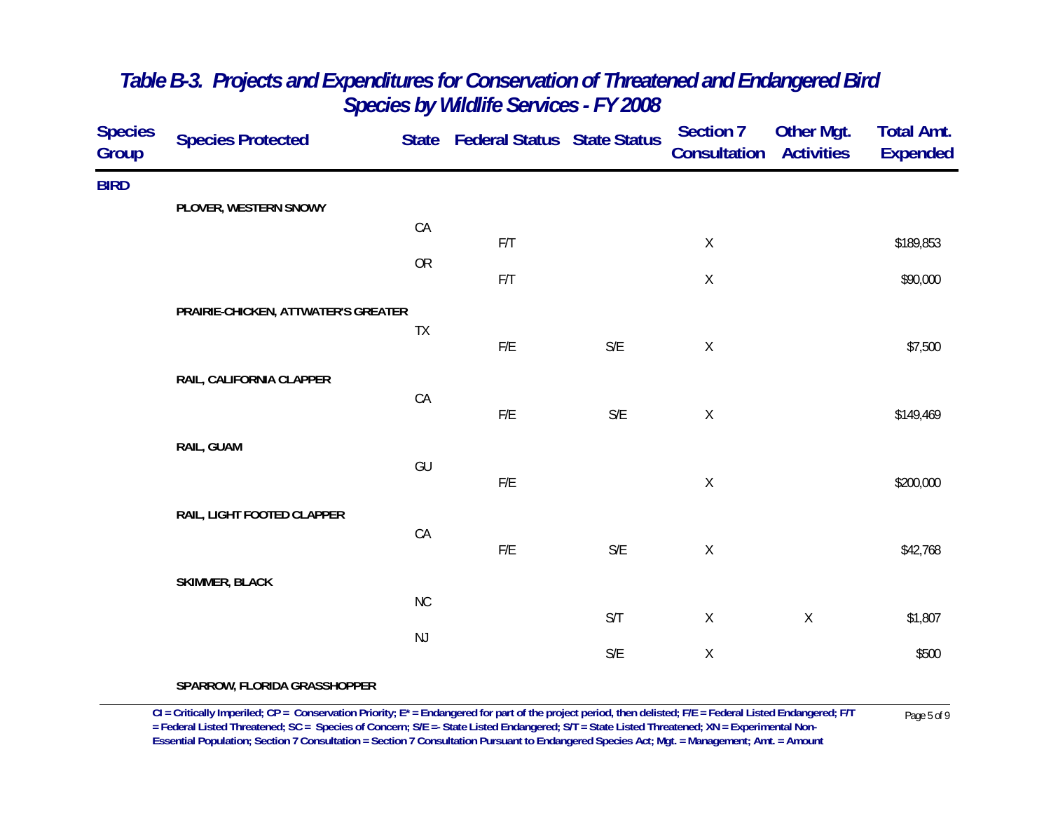## Table B-3. Projects and Expenditures for Conservation of Threatened and Endangered Bird Species by Wildlife Services - FY 2008

| Species Group | Species Protected | State | Federal Status | State Status | Section 7 Consultation | Other Mgt. Activities | Total Amt. Expended |
|---|---|---|---|---|---|---|---|
| **BIRD** | | | | | | | |
| | **PLOVER, WESTERN SNOWY** | | | | | | |
| | | CA | F/T | | X | | $189,853 |
| | | OR | F/T | | X | | $90,000 |
| | **PRAIRIE-CHICKEN, ATTWATER'S GREATER** | | | | | | |
| | | TX | F/E | S/E | X | | $7,500 |
| | **RAIL, CALIFORNIA CLAPPER** | | | | | | |
| | | CA | F/E | S/E | X | | $149,469 |
| | **RAIL, GUAM** | | | | | | |
| | | GU | F/E | | X | | $200,000 |
| | **RAIL, LIGHT FOOTED CLAPPER** | | | | | | |
| | | CA | F/E | S/E | X | | $42,768 |
| | **SKIMMER, BLACK** | | | | | | |
| | | NC | | S/T | X | X | $1,807 |
| | | NJ | | S/E | X | | $500 |
| | **SPARROW, FLORIDA GRASSHOPPER** | | | | | | |

**CI = Critically Imperiled; CP = Conservation Priority; E* = Endangered for part of the project period, then delisted; F/E = Federal Listed Endangered; F/T = Federal Listed Threatened; SC = Species of Concern; S/E =- State Listed Endangered; S/T = State Listed Threatened; XN = Experimental Non-Essential Population; Section 7 Consultation = Section 7 Consultation Pursuant to Endangered Species Act; Mgt. = Management; Amt. = Amount**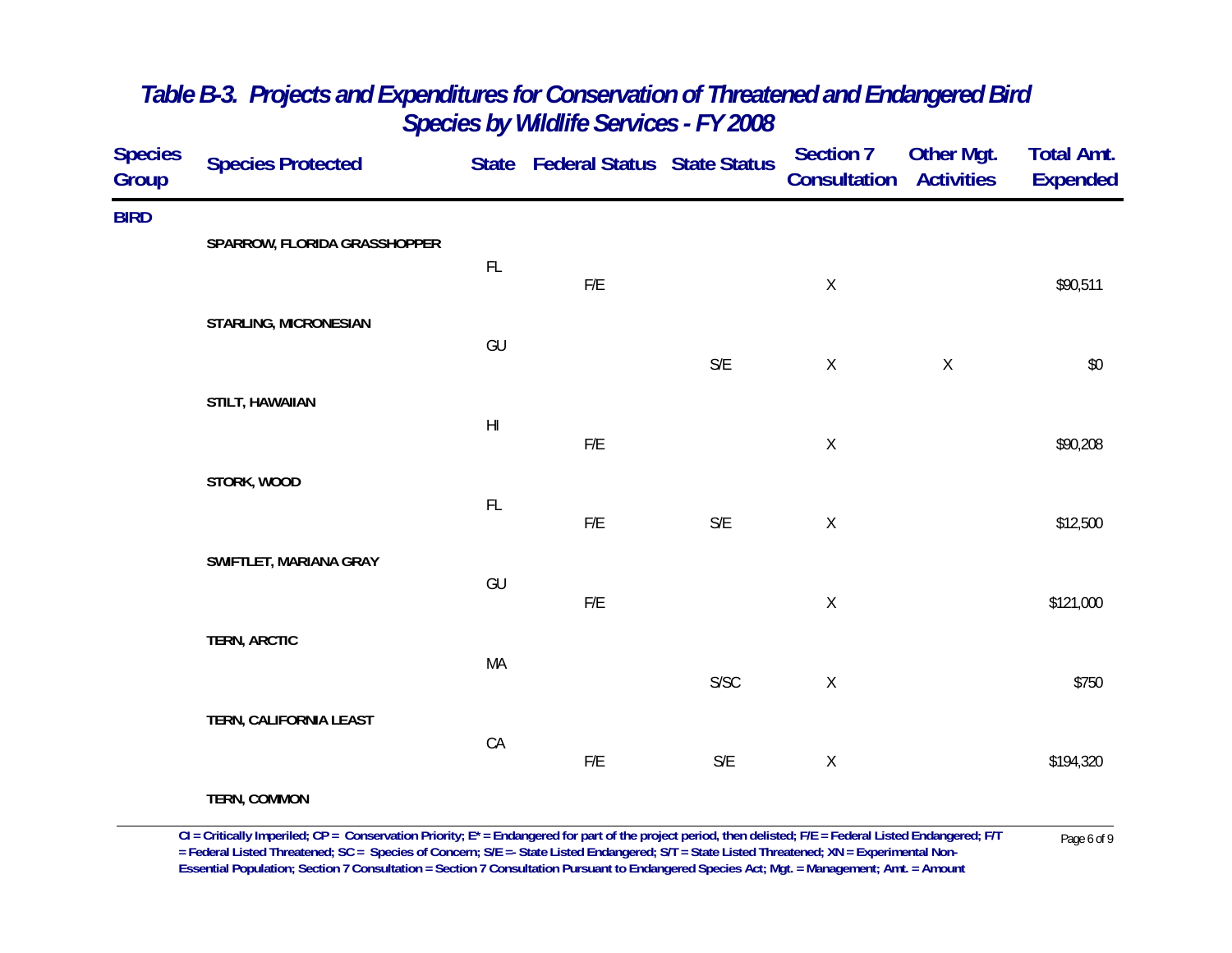# Table B-3. Projects and Expenditures for Conservation of Threatened and Endangered Bird Species by Wildlife Services - FY 2008

| Species Group | Species Protected | State | Federal Status | State Status | Section 7 Consultation | Other Mgt. Activities | Total Amt. Expended |
|---|---|---|---|---|---|---|---|
| BIRD | | | | | | | |
| | SPARROW, FLORIDA GRASSHOPPER | | | | | | |
| | | FL | F/E | | X | | $90,511 |
| | STARLING, MICRONESIAN | | | | | | |
| | | GU | | S/E | X | X | $0 |
| | STILT, HAWAIIAN | | | | | | |
| | | HI | F/E | | X | | $90,208 |
| | STORK, WOOD | | | | | | |
| | | FL | F/E | S/E | X | | $12,500 |
| | SWIFTLET, MARIANA GRAY | | | | | | |
| | | GU | F/E | | X | | $121,000 |
| | TERN, ARCTIC | | | | | | |
| | | MA | | S/SC | X | | $750 |
| | TERN, CALIFORNIA LEAST | | | | | | |
| | | CA | F/E | S/E | X | | $194,320 |
| | TERN, COMMON | | | | | | |

CI = Critically Imperiled; CP = Conservation Priority; E* = Endangered for part of the project period, then delisted; F/E = Federal Listed Endangered; F/T = Federal Listed Threatened; SC = Species of Concern; S/E =- State Listed Endangered; S/T = State Listed Threatened; XN = Experimental Non-Essential Population; Section 7 Consultation = Section 7 Consultation Pursuant to Endangered Species Act; Mgt. = Management; Amt. = Amount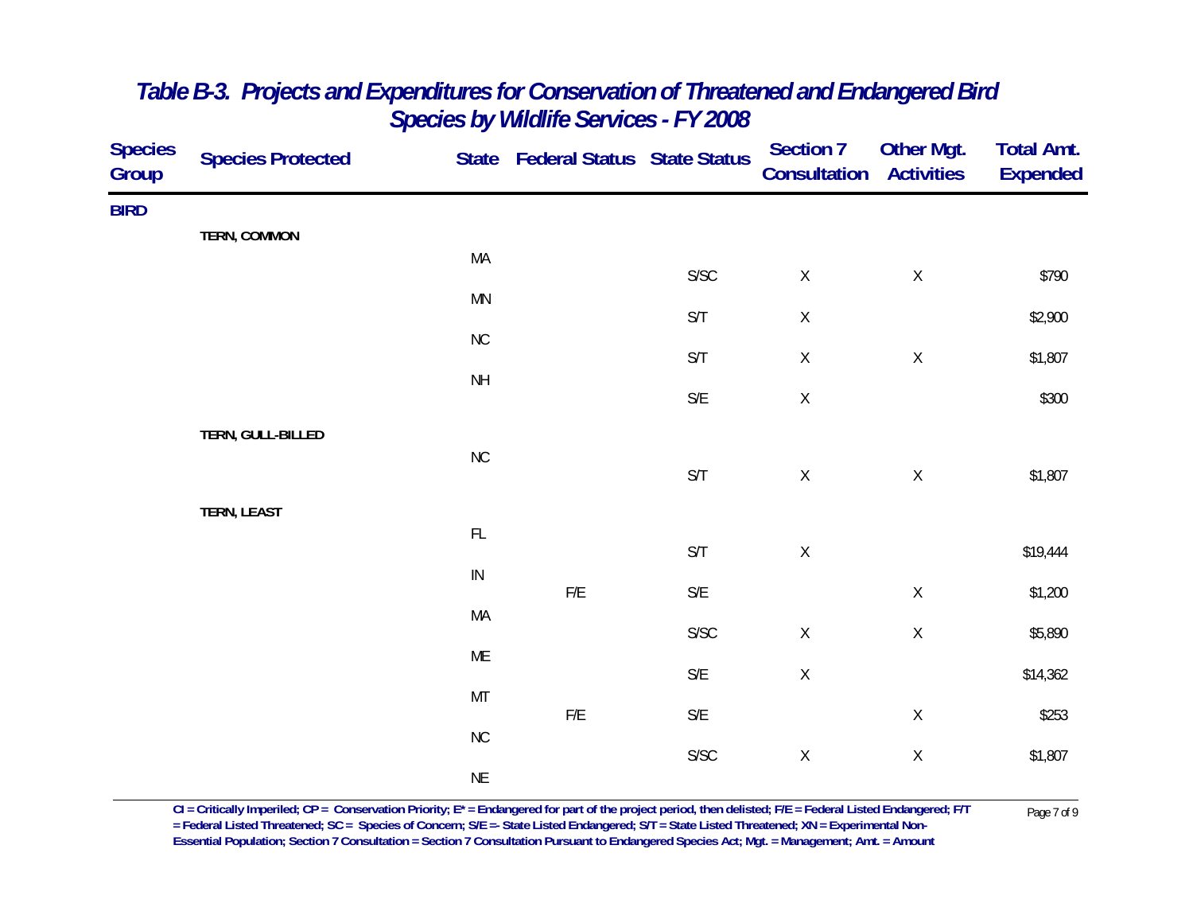# Table B-3. Projects and Expenditures for Conservation of Threatened and Endangered Bird Species by Wildlife Services - FY 2008

| Species Group | Species Protected | State | Federal Status | State Status | Section 7 Consultation | Other Mgt. Activities | Total Amt. Expended |
|---|---|---|---|---|---|---|---|
| **BIRD** | | | | | | | |
| | **TERN, COMMON** | | | | | | |
| | | MA | | S/SC | X | X | $790 |
| | | MN | | S/T | X | | $2,900 |
| | | NC | | S/T | X | X | $1,807 |
| | | NH | | S/E | X | | $300 |
| | **TERN, GULL-BILLED** | | | | | | |
| | | NC | | S/T | X | X | $1,807 |
| | **TERN, LEAST** | | | | | | |
| | | FL | | S/T | X | | $19,444 |
| | | IN | F/E | S/E | | X | $1,200 |
| | | MA | | S/SC | X | X | $5,890 |
| | | ME | | S/E | X | | $14,362 |
| | | MT | F/E | S/E | | X | $253 |
| | | NC | | S/SC | X | X | $1,807 |
| | | NE | | | | | |

CI = Critically Imperiled; CP = Conservation Priority; E* = Endangered for part of the project period, then delisted; F/E = Federal Listed Endangered; F/T = Federal Listed Threatened; SC = Species of Concern; S/E =- State Listed Endangered; S/T = State Listed Threatened; XN = Experimental Non-Essential Population; Section 7 Consultation = Section 7 Consultation Pursuant to Endangered Species Act; Mgt. = Management; Amt. = Amount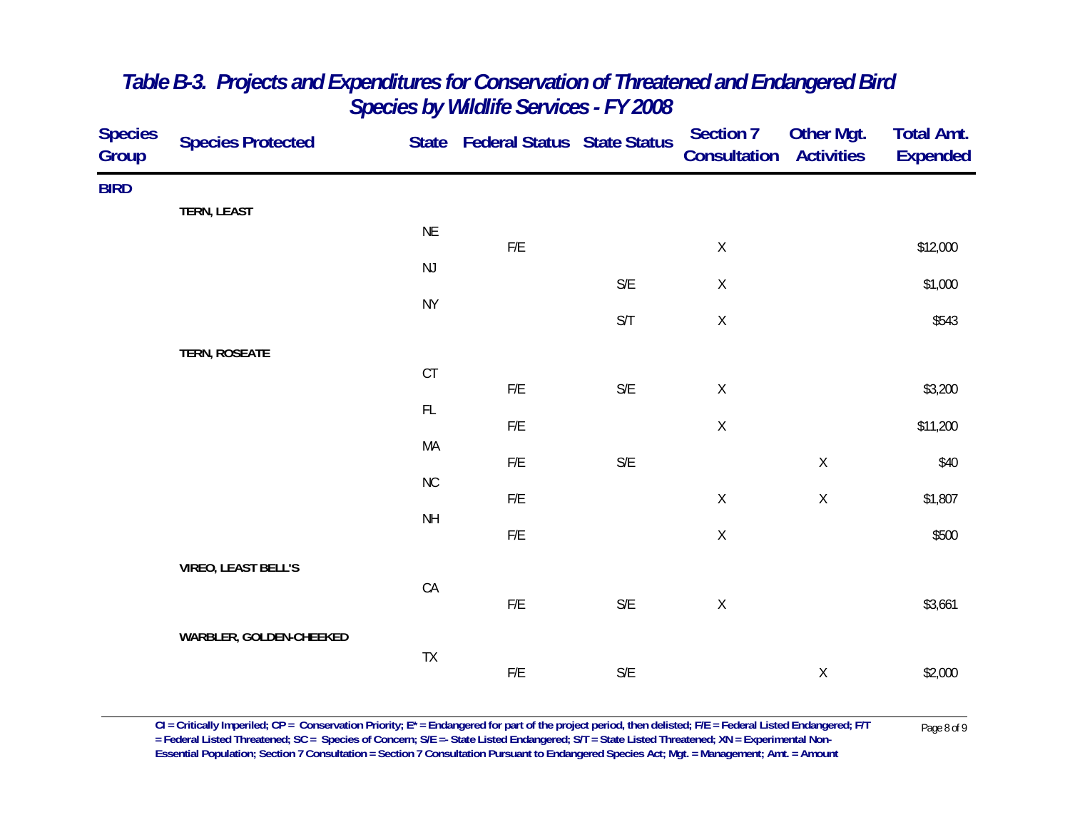## *Table B-3. Projects and Expenditures for Conservation of Threatened and Endangered Bird Species by Wildlife Services - FY 2008*

| Species Group | Species Protected | State | Federal Status | State Status | Section 7 Consultation | Other Mgt. Activities | Total Amt. Expended |
|---|---|---|---|---|---|---|---|
| **BIRD** | | | | | | | |
| | **TERN, LEAST** | | | | | | |
| | | NE | F/E | | X | | $12,000 |
| | | NJ | | S/E | X | | $1,000 |
| | | NY | | S/T | X | | $543 |
| | **TERN, ROSEATE** | | | | | | |
| | | CT | F/E | S/E | X | | $3,200 |
| | | FL | F/E | | X | | $11,200 |
| | | MA | F/E | S/E | | X | $40 |
| | | NC | F/E | | X | X | $1,807 |
| | | NH | F/E | | X | | $500 |
| | **VIREO, LEAST BELL'S** | | | | | | |
| | | CA | F/E | S/E | X | | $3,661 |
| | **WARBLER, GOLDEN-CHEEKED** | | | | | | |
| | | TX | F/E | S/E | | X | $2,000 |

**CI = Critically Imperiled; CP = Conservation Priority; E* = Endangered for part of the project period, then delisted; F/E = Federal Listed Endangered; F/T = Federal Listed Threatened; SC = Species of Concern; S/E =- State Listed Endangered; S/T = State Listed Threatened; XN = Experimental Non-Essential Population; Section 7 Consultation = Section 7 Consultation Pursuant to Endangered Species Act; Mgt. = Management; Amt. = Amount**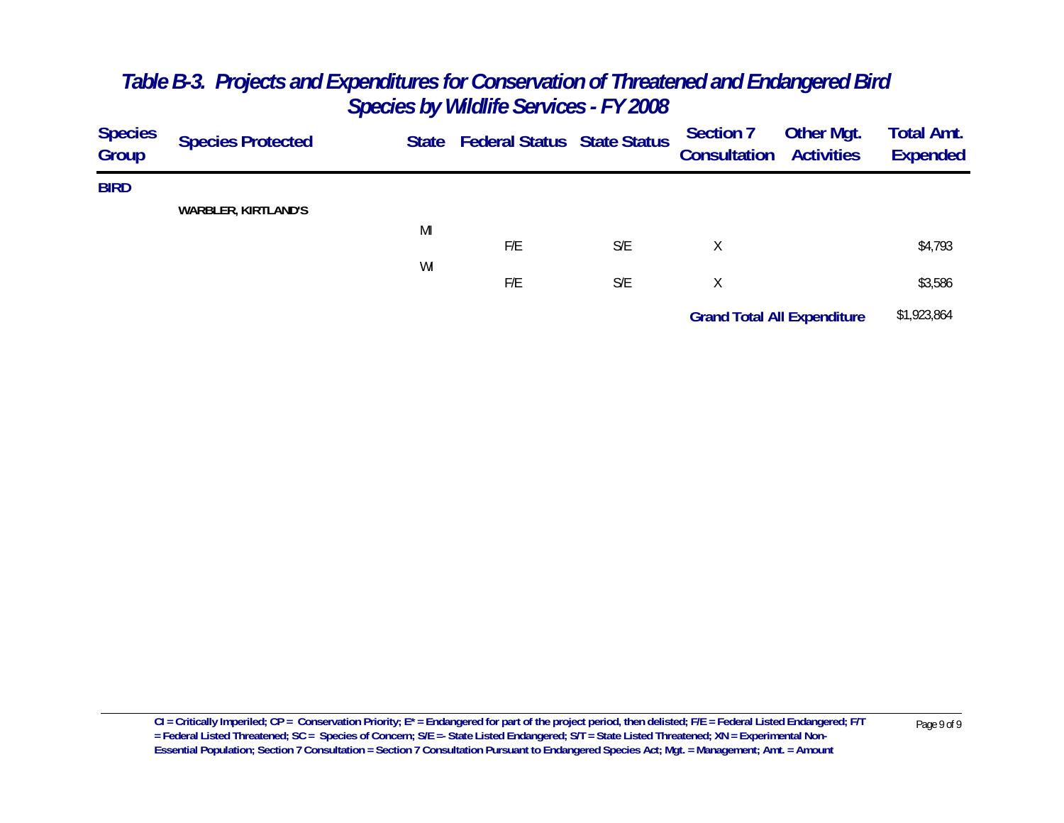# Table B-3. Projects and Expenditures for Conservation of Threatened and Endangered Bird Species by Wildlife Services - FY 2008

| Species Group | Species Protected | State | Federal Status | State Status | Section 7 Consultation | Other Mgt. Activities | Total Amt. Expended |
|---|---|---|---|---|---|---|---|
| **BIRD** | | | | | | | |
| | **WARBLER, KIRTLAND'S** | | | | | | |
| | | MI | F/E | S/E | X | | $4,793 |
| | | WI | F/E | S/E | X | | $3,586 |
| | | | | | **Grand Total All Expenditure** | | $1,923,864 |

**CI = Critically Imperiled; CP = Conservation Priority; E* = Endangered for part of the project period, then delisted; F/E = Federal Listed Endangered; F/T = Federal Listed Threatened; SC = Species of Concern; S/E =- State Listed Endangered; S/T = State Listed Threatened; XN = Experimental Non-Essential Population; Section 7 Consultation = Section 7 Consultation Pursuant to Endangered Species Act; Mgt. = Management; Amt. = Amount**